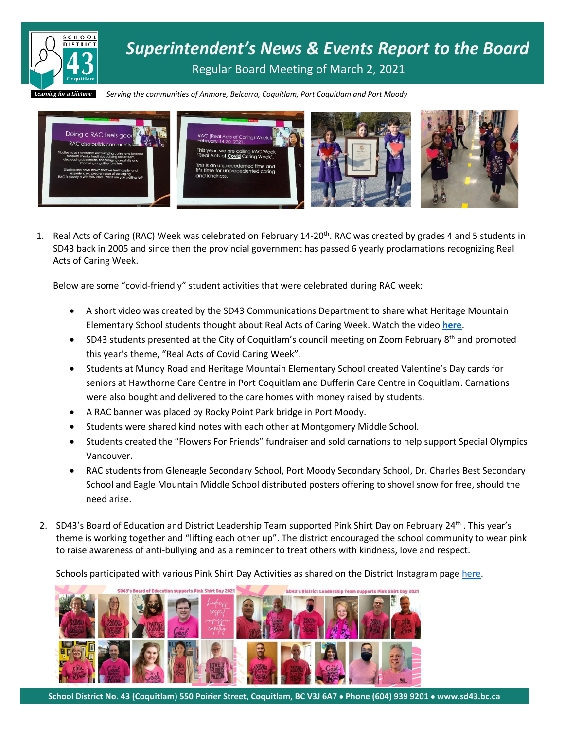# Superintendent's News & Events Report to the Board

Regular Board Meeting of March 2, 2021

*Serving the communities of Anmore, Belcarra, Coquitlam, Port Coquitlam and Port Moody*

1. Real Acts of Caring (RAC) Week was celebrated on February 14-20th. RAC was created by grades 4 and 5 students in SD43 back in 2005 and since then the provincial government has passed 6 yearly proclamations recognizing Real Acts of Caring Week.

   Below are some "covid-friendly" student activities that were celebrated during RAC week:

   - A short video was created by the SD43 Communications Department to share what Heritage Mountain Elementary School students thought about Real Acts of Caring Week. Watch the video **here**.
   - SD43 students presented at the City of Coquitlam's council meeting on Zoom February 8th and promoted this year's theme, "Real Acts of Covid Caring Week".
   - Students at Mundy Road and Heritage Mountain Elementary School created Valentine's Day cards for seniors at Hawthorne Care Centre in Port Coquitlam and Dufferin Care Centre in Coquitlam. Carnations were also bought and delivered to the care homes with money raised by students.
   - A RAC banner was placed by Rocky Point Park bridge in Port Moody.
   - Students were shared kind notes with each other at Montgomery Middle School.
   - Students created the "Flowers For Friends" fundraiser and sold carnations to help support Special Olympics Vancouver.
   - RAC students from Gleneagle Secondary School, Port Moody Secondary School, Dr. Charles Best Secondary School and Eagle Mountain Middle School distributed posters offering to shovel snow for free, should the need arise.

2. SD43's Board of Education and District Leadership Team supported Pink Shirt Day on February 24th . This year's theme is working together and "lifting each other up". The district encouraged the school community to wear pink to raise awareness of anti-bullying and as a reminder to treat others with kindness, love and respect.

   Schools participated with various Pink Shirt Day Activities as shared on the District Instagram page here.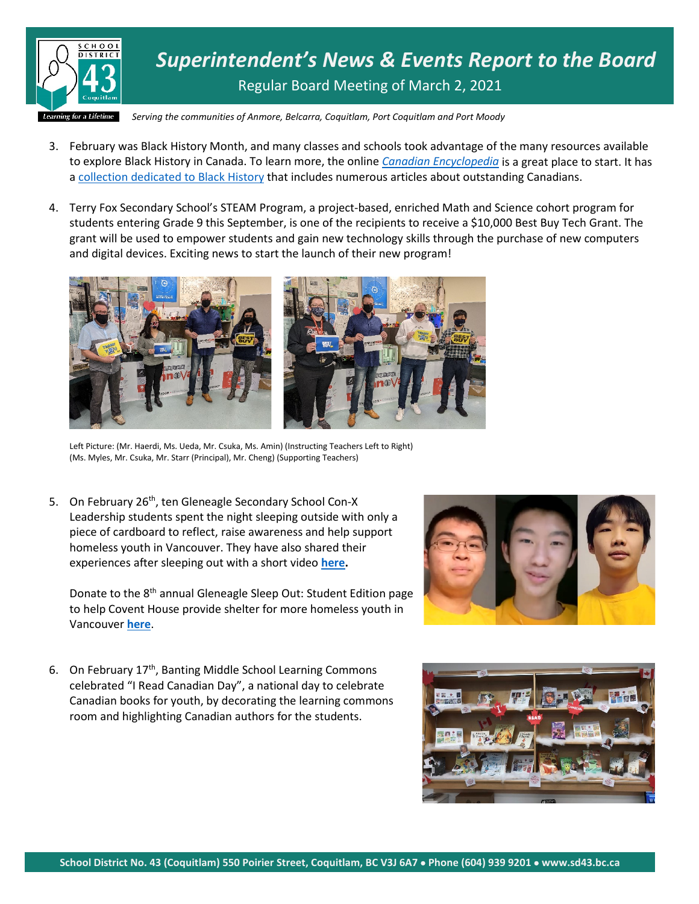# *Superintendent's News & Events Report to the Board*

Regular Board Meeting of March 2, 2021

*Serving the communities of Anmore, Belcarra, Coquitlam, Port Coquitlam and Port Moody*

3. February was Black History Month, and many classes and schools took advantage of the many resources available to explore Black History in Canada. To learn more, the online *Canadian Encyclopedia* is a great place to start. It has a collection dedicated to Black History that includes numerous articles about outstanding Canadians.

4. Terry Fox Secondary School's STEAM Program, a project-based, enriched Math and Science cohort program for students entering Grade 9 this September, is one of the recipients to receive a $10,000 Best Buy Tech Grant. The grant will be used to empower students and gain new technology skills through the purchase of new computers and digital devices. Exciting news to start the launch of their new program!

Left Picture: (Mr. Haerdi, Ms. Ueda, Mr. Csuka, Ms. Amin) (Instructing Teachers Left to Right)
(Ms. Myles, Mr. Csuka, Mr. Starr (Principal), Mr. Cheng) (Supporting Teachers)

5. On February 26th, ten Gleneagle Secondary School Con-X Leadership students spent the night sleeping outside with only a piece of cardboard to reflect, raise awareness and help support homeless youth in Vancouver. They have also shared their experiences after sleeping out with a short video **here.**

   Donate to the 8th annual Gleneagle Sleep Out: Student Edition page to help Covent House provide shelter for more homeless youth in Vancouver **here**.

6. On February 17th, Banting Middle School Learning Commons celebrated "I Read Canadian Day", a national day to celebrate Canadian books for youth, by decorating the learning commons room and highlighting Canadian authors for the students.

**School District No. 43 (Coquitlam) 550 Poirier Street, Coquitlam, BC V3J 6A7 • Phone (604) 939 9201 • www.sd43.bc.ca**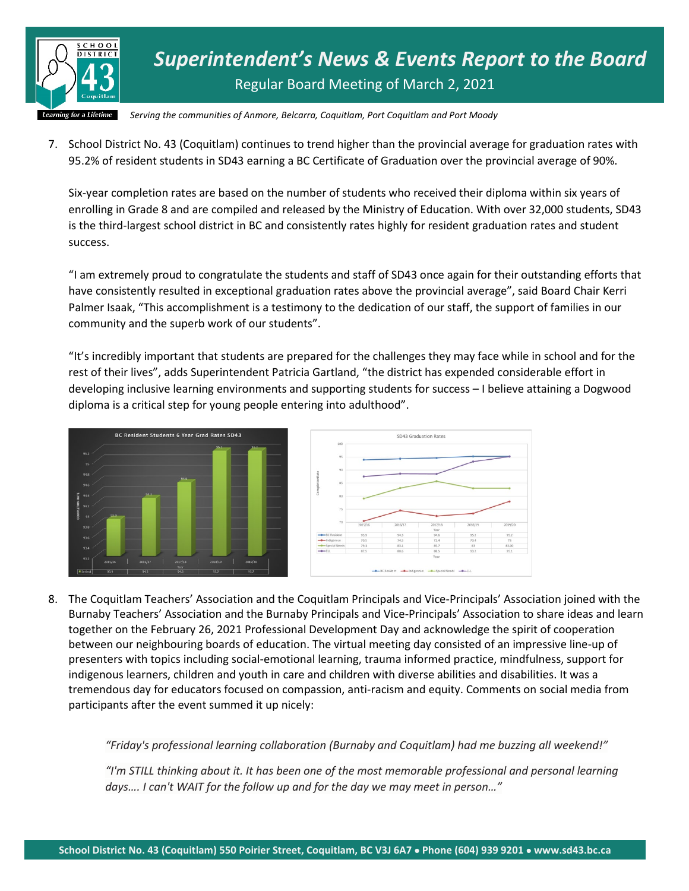7. School District No. 43 (Coquitlam) continues to trend higher than the provincial average for graduation rates with 95.2% of resident students in SD43 earning a BC Certificate of Graduation over the provincial average of 90%.

   Six-year completion rates are based on the number of students who received their diploma within six years of enrolling in Grade 8 and are compiled and released by the Ministry of Education. With over 32,000 students, SD43 is the third-largest school district in BC and consistently rates highly for resident graduation rates and student success.

   "I am extremely proud to congratulate the students and staff of SD43 once again for their outstanding efforts that have consistently resulted in exceptional graduation rates above the provincial average", said Board Chair Kerri Palmer Isaak, "This accomplishment is a testimony to the dedication of our staff, the support of families in our community and the superb work of our students".

   "It's incredibly important that students are prepared for the challenges they may face while in school and for the rest of their lives", adds Superintendent Patricia Gartland, "the district has expended considerable effort in developing inclusive learning environments and supporting students for success – I believe attaining a Dogwood diploma is a critical step for young people entering into adulthood".

BC Resident Students 6 Year Grad Rates SD43

COMPLETION RATE

2015/16 2016/17 2017/18 2018/19 2019/20

Year

Series1 93.9 94.3 94.6 95.2 95.2

SD43 Graduation Rates

Completion Rate

2015/16 2016/17 2017/18 2018/19 2019/20

Year

BC Resident 93.9 94.3 94.6 95.2 95.2

Indigenous 70.5 74.5 72.4 73.4 78

Special Needs 79.1 83.1 85.7 83 83.00

ELL 87.5 88.6 88.5 93.2 95.1

BC Resident — Indigenous — Special Needs — ELL

8. The Coquitlam Teachers' Association and the Coquitlam Principals and Vice-Principals' Association joined with the Burnaby Teachers' Association and the Burnaby Principals and Vice-Principals' Association to share ideas and learn together on the February 26, 2021 Professional Development Day and acknowledge the spirit of cooperation between our neighbouring boards of education. The virtual meeting day consisted of an impressive line-up of presenters with topics including social-emotional learning, trauma informed practice, mindfulness, support for indigenous learners, children and youth in care and children with diverse abilities and disabilities. It was a tremendous day for educators focused on compassion, anti-racism and equity. Comments on social media from participants after the event summed it up nicely:

   *"Friday's professional learning collaboration (Burnaby and Coquitlam) had me buzzing all weekend!"*

   *"I'm STILL thinking about it. It has been one of the most memorable professional and personal learning days…. I can't WAIT for the follow up and for the day we may meet in person…"*